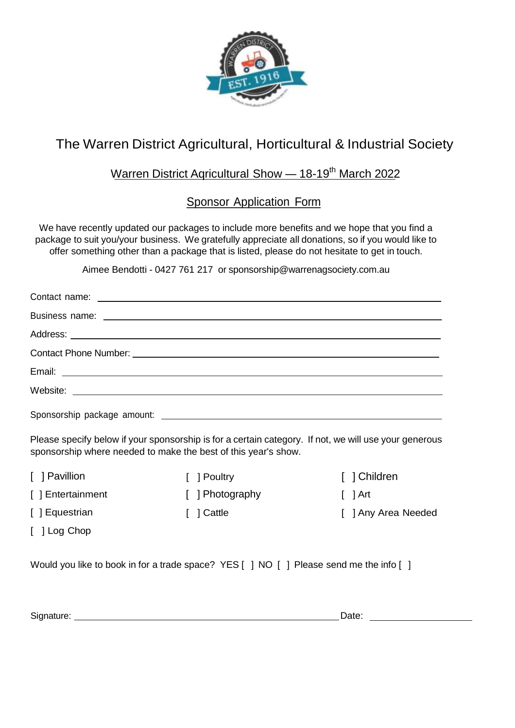# The Warren District Agricultural, Horticultural & Industrial Society

## Warren District Agricultural Show — 18-19th March 2022

## Sponsor Application Form

We have recently updated our packages to include more benefits and we hope that you find a package to suit you/your business. We gratefully appreciate all donations, so if you would like to offer something other than a package that is listed, please do not hesitate to get in touch.

Aimee Bendotti - 0427 761 217 or sponsorship@warrenagsociety.com.au

Contact name: ______________________________

Business name: ______________________________

Address: ______________________________

Contact Phone Number: ______________________________

Email: ______________________________

Website: ______________________________

Sponsorship package amount: ______________________________

Please specify below if your sponsorship is for a certain category. If not, we will use your generous sponsorship where needed to make the best of this year's show.

[ ] Pavillion
[ ] Entertainment
[ ] Equestrian
[ ] Log Chop
[ ] Poultry
[ ] Photography
[ ] Cattle
[ ] Children
[ ] Art
[ ] Any Area Needed

Would you like to book in for a trade space? YES [ ] NO [ ] Please send me the info [ ]

Signature: ______________________________ Date: ______________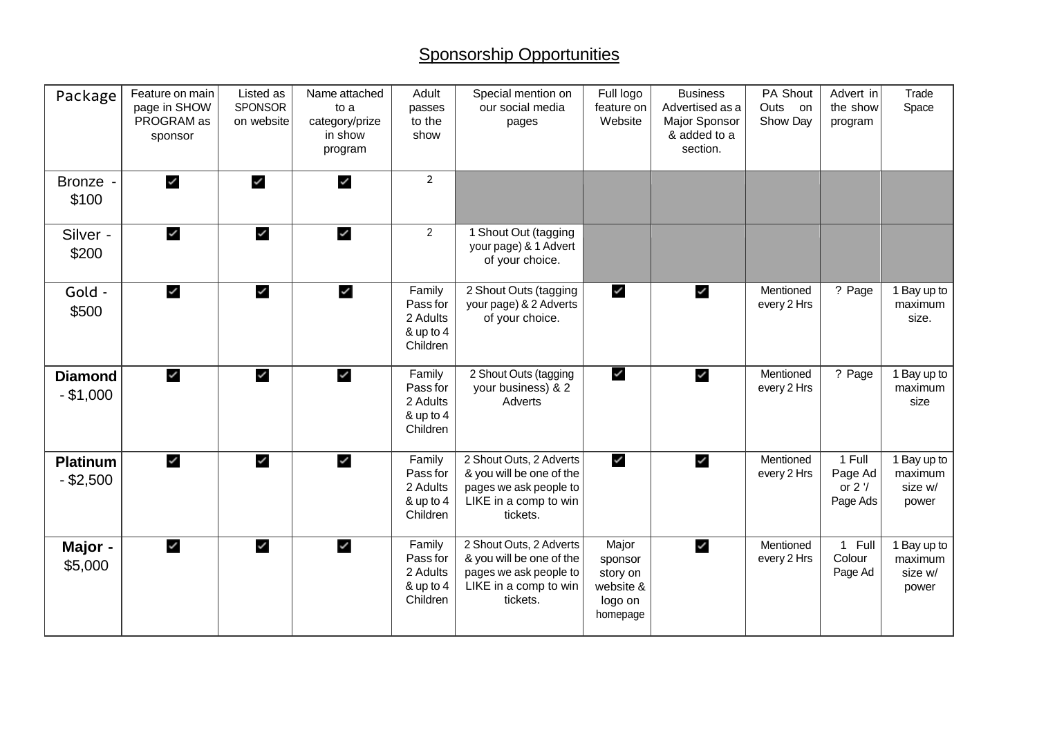## Sponsorship Opportunities

| Package | Feature on main page in SHOW PROGRAM as sponsor | Listed as SPONSOR on website | Name attached to a category/prize in show program | Adult passes to the show | Special mention on our social media pages | Full logo feature on Website | Business Advertised as a Major Sponsor & added to a section. | PA Shout Outs on Show Day | Advert in the show program | Trade Space |
|---|---|---|---|---|---|---|---|---|---|---|
| Bronze - $100 | ✓ | ✓ | ✓ | 2 | | | | | | |
| Silver - $200 | ✓ | ✓ | ✓ | 2 | 1 Shout Out (tagging your page) & 1 Advert of your choice. | | | | | |
| Gold - $500 | ✓ | ✓ | ✓ | Family Pass for 2 Adults & up to 4 Children | 2 Shout Outs (tagging your page) & 2 Adverts of your choice. | ✓ | ✓ | Mentioned every 2 Hrs | ? Page | 1 Bay up to maximum size. |
| **Diamond** - $1,000 | ✓ | ✓ | ✓ | Family Pass for 2 Adults & up to 4 Children | 2 Shout Outs (tagging your business) & 2 Adverts | ✓ | ✓ | Mentioned every 2 Hrs | ? Page | 1 Bay up to maximum size |
| **Platinum** - $2,500 | ✓ | ✓ | ✓ | Family Pass for 2 Adults & up to 4 Children | 2 Shout Outs, 2 Adverts & you will be one of the pages we ask people to LIKE in a comp to win tickets. | ✓ | ✓ | Mentioned every 2 Hrs | 1 Full Page Ad or 2 '/ Page Ads | 1 Bay up to maximum size w/ power |
| **Major** - $5,000 | ✓ | ✓ | ✓ | Family Pass for 2 Adults & up to 4 Children | 2 Shout Outs, 2 Adverts & you will be one of the pages we ask people to LIKE in a comp to win tickets. | Major sponsor story on website & logo on homepage | ✓ | Mentioned every 2 Hrs | 1 Full Colour Page Ad | 1 Bay up to maximum size w/ power |